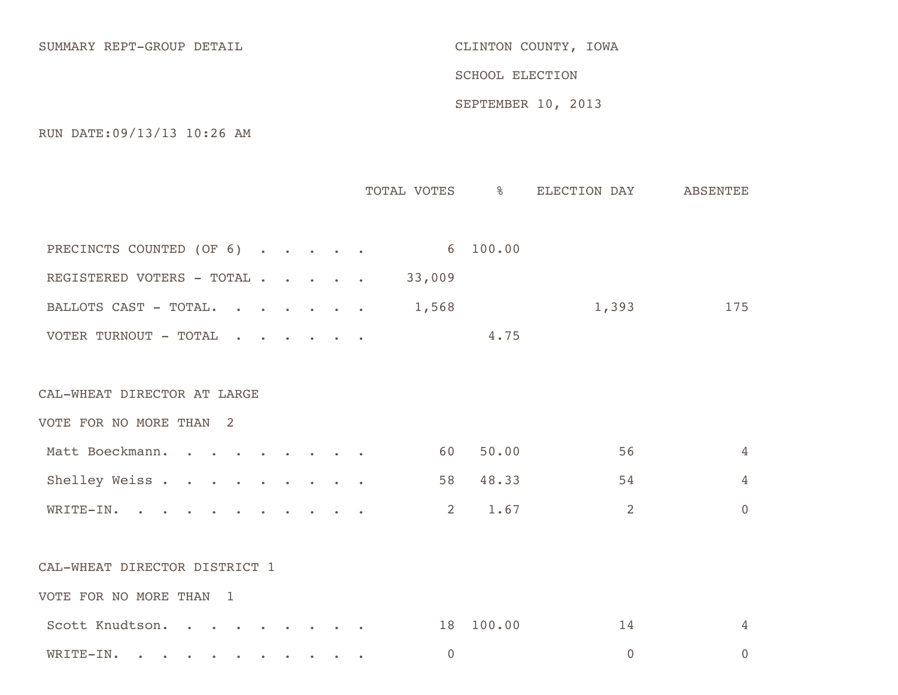SUMMARY REPT-GROUP DETAIL

CLINTON COUNTY, IOWA

SCHOOL ELECTION

SEPTEMBER 10, 2013

RUN DATE:09/13/13 10:26 AM

| | TOTAL VOTES | % | ELECTION DAY | ABSENTEE |
|---|---|---|---|---|
| PRECINCTS COUNTED (OF 6) | 6 | 100.00 | | |
| REGISTERED VOTERS - TOTAL | 33,009 | | | |
| BALLOTS CAST - TOTAL | 1,568 | | 1,393 | 175 |
| VOTER TURNOUT - TOTAL | | 4.75 | | |

CAL-WHEAT DIRECTOR AT LARGE

VOTE FOR NO MORE THAN 2

| | TOTAL VOTES | % | ELECTION DAY | ABSENTEE |
|---|---|---|---|---|
| Matt Boeckmann | 60 | 50.00 | 56 | 4 |
| Shelley Weiss | 58 | 48.33 | 54 | 4 |
| WRITE-IN | 2 | 1.67 | 2 | 0 |

CAL-WHEAT DIRECTOR DISTRICT 1

VOTE FOR NO MORE THAN 1

| | TOTAL VOTES | % | ELECTION DAY | ABSENTEE |
|---|---|---|---|---|
| Scott Knudtson | 18 | 100.00 | 14 | 4 |
| WRITE-IN | 0 | | 0 | 0 |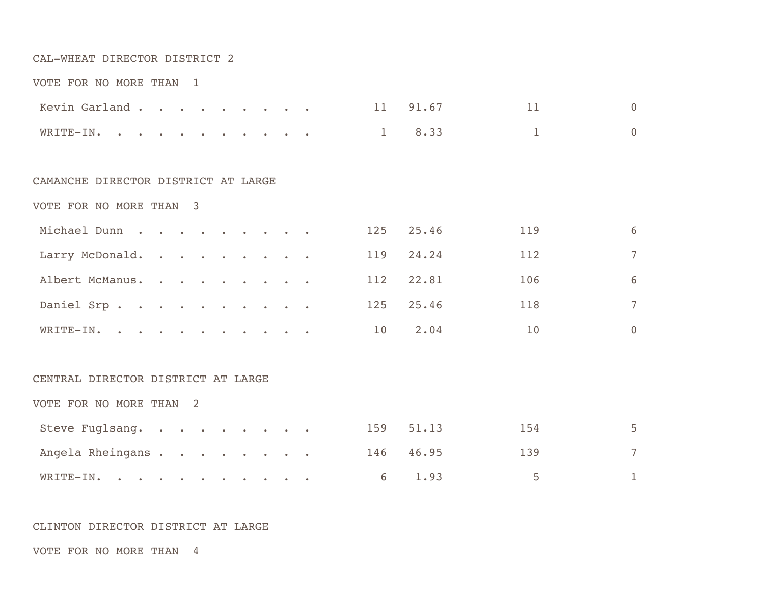CAL-WHEAT DIRECTOR DISTRICT 2

VOTE FOR NO MORE THAN 1

| | | | | |
|---|---|---|---|---|
| Kevin Garland | 11 | 91.67 | 11 | 0 |
| WRITE-IN. | 1 | 8.33 | 1 | 0 |

CAMANCHE DIRECTOR DISTRICT AT LARGE

VOTE FOR NO MORE THAN 3

| | | | | |
|---|---|---|---|---|
| Michael Dunn | 125 | 25.46 | 119 | 6 |
| Larry McDonald. | 119 | 24.24 | 112 | 7 |
| Albert McManus. | 112 | 22.81 | 106 | 6 |
| Daniel Srp | 125 | 25.46 | 118 | 7 |
| WRITE-IN. | 10 | 2.04 | 10 | 0 |

CENTRAL DIRECTOR DISTRICT AT LARGE

VOTE FOR NO MORE THAN 2

| | | | | |
|---|---|---|---|---|
| Steve Fuglsang. | 159 | 51.13 | 154 | 5 |
| Angela Rheingans | 146 | 46.95 | 139 | 7 |
| WRITE-IN. | 6 | 1.93 | 5 | 1 |

CLINTON DIRECTOR DISTRICT AT LARGE

VOTE FOR NO MORE THAN 4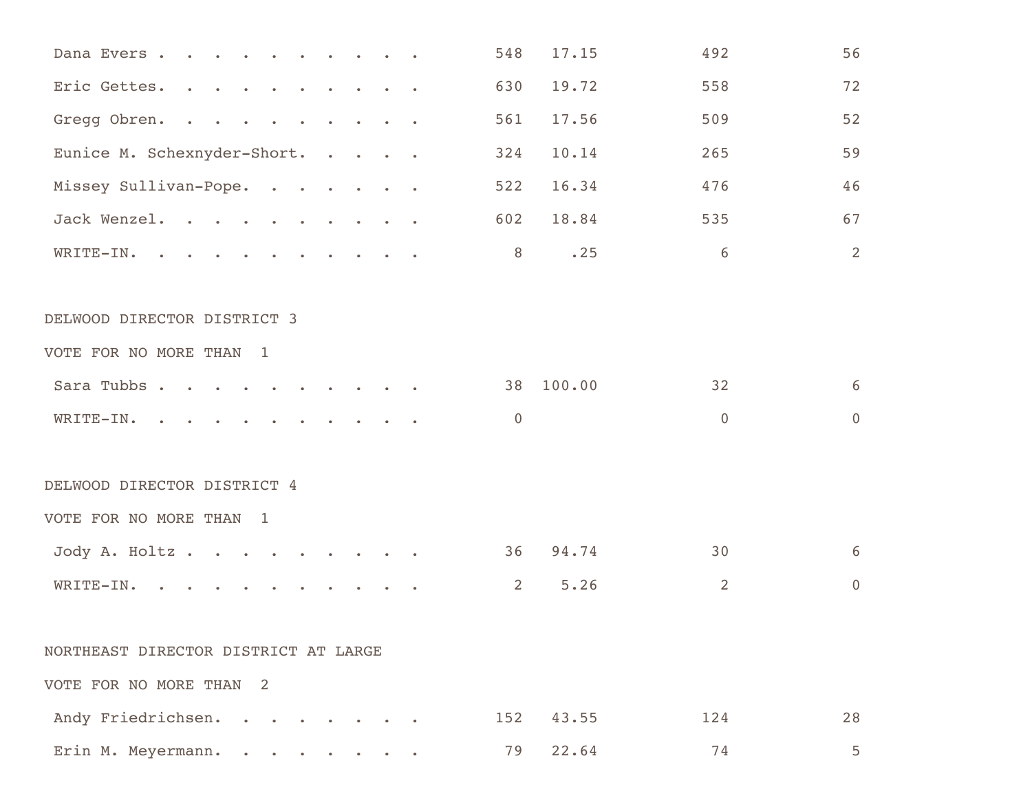| | | | | |
|---|---|---|---|---|
| Dana Evers | 548 | 17.15 | 492 | 56 |
| Eric Gettes | 630 | 19.72 | 558 | 72 |
| Gregg Obren | 561 | 17.56 | 509 | 52 |
| Eunice M. Schexnyder-Short | 324 | 10.14 | 265 | 59 |
| Missey Sullivan-Pope | 522 | 16.34 | 476 | 46 |
| Jack Wenzel | 602 | 18.84 | 535 | 67 |
| WRITE-IN | 8 | .25 | 6 | 2 |

DELWOOD DIRECTOR DISTRICT 3

VOTE FOR NO MORE THAN 1

| | | | | |
|---|---|---|---|---|
| Sara Tubbs | 38 | 100.00 | 32 | 6 |
| WRITE-IN | 0 | | 0 | 0 |

DELWOOD DIRECTOR DISTRICT 4

VOTE FOR NO MORE THAN 1

| | | | | |
|---|---|---|---|---|
| Jody A. Holtz | 36 | 94.74 | 30 | 6 |
| WRITE-IN | 2 | 5.26 | 2 | 0 |

NORTHEAST DIRECTOR DISTRICT AT LARGE

VOTE FOR NO MORE THAN 2

| | | | | |
|---|---|---|---|---|
| Andy Friedrichsen | 152 | 43.55 | 124 | 28 |
| Erin M. Meyermann | 79 | 22.64 | 74 | 5 |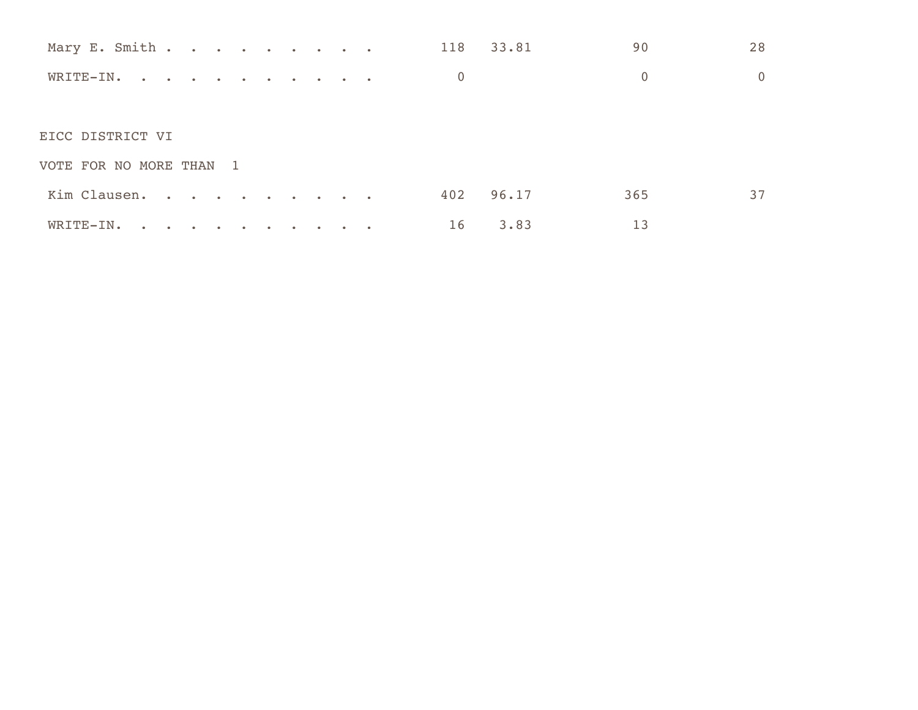| | | | | |
|---|---|---|---|---|
| Mary E. Smith . . . . . . . . . . | 118 | 33.81 | 90 | 28 |
| WRITE-IN. . . . . . . . . . . . . | 0 | | 0 | 0 |

EICC DISTRICT VI

VOTE FOR NO MORE THAN 1

| | | | | |
|---|---|---|---|---|
| Kim Clausen. . . . . . . . . . . . | 402 | 96.17 | 365 | 37 |
| WRITE-IN. . . . . . . . . . . . . | 16 | 3.83 | 13 | |